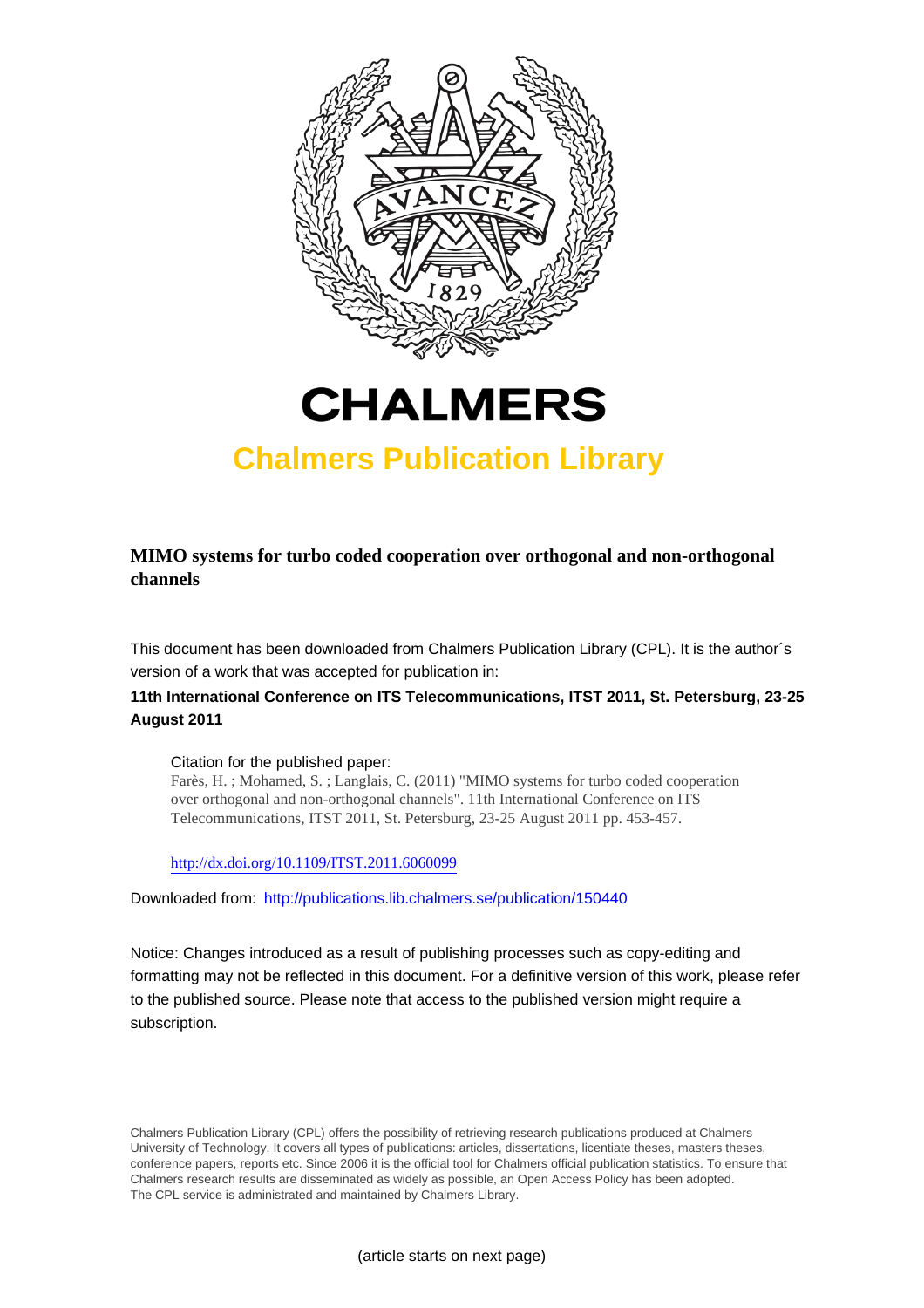# CHALMERS

## Chalmers Publication Library

**MIMO systems for turbo coded cooperation over orthogonal and non-orthogonal channels**

This document has been downloaded from Chalmers Publication Library (CPL). It is the author´s version of a work that was accepted for publication in:

**11th International Conference on ITS Telecommunications, ITST 2011, St. Petersburg, 23-25 August 2011**

Citation for the published paper:
Farès, H. ; Mohamed, S. ; Langlais, C. (2011) "MIMO systems for turbo coded cooperation over orthogonal and non-orthogonal channels". 11th International Conference on ITS Telecommunications, ITST 2011, St. Petersburg, 23-25 August 2011 pp. 453-457.

http://dx.doi.org/10.1109/ITST.2011.6060099

Downloaded from: http://publications.lib.chalmers.se/publication/150440

Notice: Changes introduced as a result of publishing processes such as copy-editing and formatting may not be reflected in this document. For a definitive version of this work, please refer to the published source. Please note that access to the published version might require a subscription.

Chalmers Publication Library (CPL) offers the possibility of retrieving research publications produced at Chalmers University of Technology. It covers all types of publications: articles, dissertations, licentiate theses, masters theses, conference papers, reports etc. Since 2006 it is the official tool for Chalmers official publication statistics. To ensure that Chalmers research results are disseminated as widely as possible, an Open Access Policy has been adopted. The CPL service is administrated and maintained by Chalmers Library.

(article starts on next page)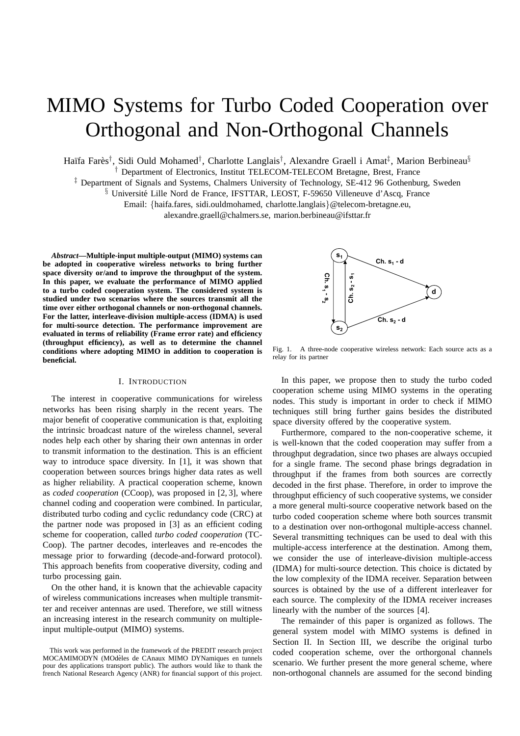# MIMO Systems for Turbo Coded Cooperation over Orthogonal and Non-Orthogonal Channels

Haïfa Farès[†], Sidi Ould Mohamed[†], Charlotte Langlais[†], Alexandre Graell i Amat[‡], Marion Berbineau[§]

[†] Department of Electronics, Institut TELECOM-TELECOM Bretagne, Brest, France

[‡] Department of Signals and Systems, Chalmers University of Technology, SE-412 96 Gothenburg, Sweden

[§] Université Lille Nord de France, IFSTTAR, LEOST, F-59650 Villeneuve d'Ascq, France

Email: {haifa.fares, sidi.ouldmohamed, charlotte.langlais}@telecom-bretagne.eu, alexandre.graell@chalmers.se, marion.berbineau@ifsttar.fr

***Abstract*—Multiple-input multiple-output (MIMO) systems can be adopted in cooperative wireless networks to bring further space diversity or/and to improve the throughput of the system. In this paper, we evaluate the performance of MIMO applied to a turbo coded cooperation system. The considered system is studied under two scenarios where the sources transmit all the time over either orthogonal channels or non-orthogonal channels. For the latter, interleave-division multiple-access (IDMA) is used for multi-source detection. The performance improvement are evaluated in terms of reliability (Frame error rate) and efficiency (throughput efficiency), as well as to determine the channel conditions where adopting MIMO in addition to cooperation is beneficial.**

## I. Introduction

The interest in cooperative communications for wireless networks has been rising sharply in the recent years. The major benefit of cooperative communication is that, exploiting the intrinsic broadcast nature of the wireless channel, several nodes help each other by sharing their own antennas in order to transmit information to the destination. This is an efficient way to introduce space diversity. In [1], it was shown that cooperation between sources brings higher data rates as well as higher reliability. A practical cooperation scheme, known as *coded cooperation* (CCoop), was proposed in [2, 3], where channel coding and cooperation were combined. In particular, distributed turbo coding and cyclic redundancy code (CRC) at the partner node was proposed in [3] as an efficient coding scheme for cooperation, called *turbo coded cooperation* (TC-Coop). The partner decodes, interleaves and re-encodes the message prior to forwarding (decode-and-forward protocol). This approach benefits from cooperative diversity, coding and turbo processing gain.

On the other hand, it is known that the achievable capacity of wireless communications increases when multiple transmitter and receiver antennas are used. Therefore, we still witness an increasing interest in the research community on multiple-input multiple-output (MIMO) systems.

This work was performed in the framework of the PREDIT research project MOCAMIMODYN (MOdèles de CAnaux MIMO DYNamiques en tunnels pour des applications transport public). The authors would like to thank the french National Research Agency (ANR) for financial support of this project.

Fig. 1. A three-node cooperative wireless network: Each source acts as a relay for its partner

In this paper, we propose then to study the turbo coded cooperation scheme using MIMO systems in the operating nodes. This study is important in order to check if MIMO techniques still bring further gains besides the distributed space diversity offered by the cooperative system.

Furthermore, compared to the non-cooperative scheme, it is well-known that the coded cooperation may suffer from a throughput degradation, since two phases are always occupied for a single frame. The second phase brings degradation in throughput if the frames from both sources are correctly decoded in the first phase. Therefore, in order to improve the throughput efficiency of such cooperative systems, we consider a more general multi-source cooperative network based on the turbo coded cooperation scheme where both sources transmit to a destination over non-orthogonal multiple-access channel. Several transmitting techniques can be used to deal with this multiple-access interference at the destination. Among them, we consider the use of interleave-division multiple-access (IDMA) for multi-source detection. This choice is dictated by the low complexity of the IDMA receiver. Separation between sources is obtained by the use of a different interleaver for each source. The complexity of the IDMA receiver increases linearly with the number of the sources [4].

The remainder of this paper is organized as follows. The general system model with MIMO systems is defined in Section II. In Section III, we describe the original turbo coded cooperation scheme, over the orthorgonal channels scenario. We further present the more general scheme, where non-orthogonal channels are assumed for the second binding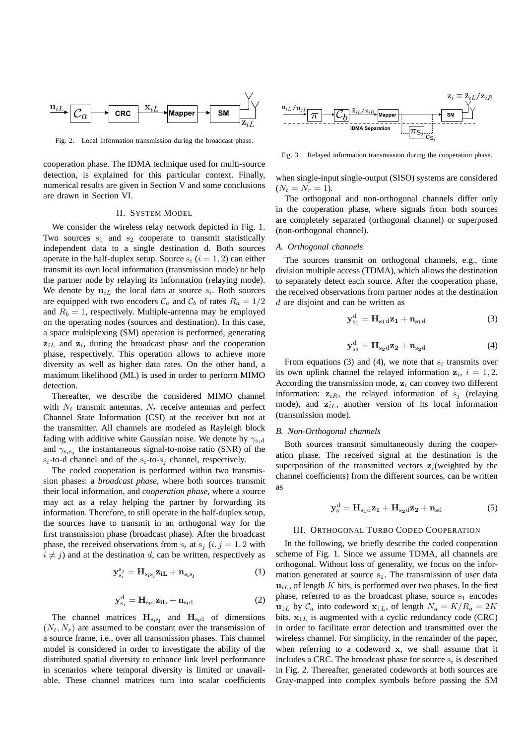Fig. 2. Local information transmission during the broadcast phase.

Fig. 3. Relayed information transmission during the cooperation phase.

cooperation phase. The IDMA technique used for multi-source detection, is explained for this particular context. Finally, numerical results are given in Section V and some conclusions are drawn in Section VI.

## II. System Model

We consider the wireless relay network depicted in Fig. 1. Two sources $s_1$ and $s_2$ cooperate to transmit statistically independent data to a single destination d. Both sources operate in the half-duplex setup. Source $s_i$ ($i = 1, 2$) can either transmit its own local information (transmission mode) or help the partner node by relaying its information (relaying mode). We denote by $\mathbf{u}_{iL}$ the local data at source $s_i$. Both sources are equipped with two encoders $\mathcal{C}_a$ and $\mathcal{C}_b$ of rates $R_a = 1/2$ and $R_b = 1$, respectively. Multiple-antenna may be employed on the operating nodes (sources and destination). In this case, a space multiplexing (SM) operation is performed, generating $\mathbf{z}_{iL}$ and $\mathbf{z}_i$, during the broadcast phase and the cooperation phase, respectively. This operation allows to achieve more diversity as well as higher data rates. On the other hand, a maximum likelihood (ML) is used in order to perform MIMO detection.

Thereafter, we describe the considered MIMO channel with $N_t$ transmit antennas, $N_r$ receive antennas and perfect Channel State Information (CSI) at the receiver but not at the transmitter. All channels are modeled as Rayleigh block fading with additive white Gaussian noise. We denote by $\gamma_{s_i d}$ and $\gamma_{s_i s_j}$ the instantaneous signal-to-noise ratio (SNR) of the $s_i$-to-d channel and of the $s_i$-to-$s_j$ channel, respectively.

The coded cooperation is performed within two transmission phases: a *broadcast phase*, where both sources transmit their local information, and *cooperation phase*, where a source may act as a relay helping the partner by forwarding its information. Therefore, to still operate in the half-duplex setup, the sources have to transmit in an orthogonal way for the first transmission phase (broadcast phase). After the broadcast phase, the received observations from $s_i$ at $s_j$ ($i, j = 1, 2$ with $i \neq j$) and at the destination $d$, can be written, respectively as

$$\mathbf{y}_{s_i}^{s_j} = \mathbf{H}_{s_i s_j} \mathbf{z}_{iL} + \mathbf{n}_{s_i s_j} \tag{1}$$

$$\mathbf{y}_{s_i}^{d} = \mathbf{H}_{s_i d} \mathbf{z}_{iL} + \mathbf{n}_{s_i d} \tag{2}$$

The channel matrices $\mathbf{H}_{s_i s_j}$ and $\mathbf{H}_{s_i d}$ of dimensions $(N_t, N_r)$ are assumed to be constant over the transmission of a source frame, i.e., over all transmission phases. This channel model is considered in order to investigate the ability of the distributed spatial diversity to enhance link level performance in scenarios where temporal diversity is limited or unavailable. These channel matrices turn into scalar coefficients when single-input single-output (SISO) systems are considered ($N_t = N_r = 1$).

The orthogonal and non-orthogonal channels differ only in the cooperation phase, where signals from both sources are completely separated (orthogonal channel) or superposed (non-orthogonal channel).

### A. Orthogonal channels

The sources transmit on orthogonal channels, e.g., time division multiple access (TDMA), which allows the destination to separately detect each source. After the cooperation phase, the received observations from partner nodes at the destination $d$ are disjoint and can be written as

$$\mathbf{y}_{s_1}^{d} = \mathbf{H}_{s_1 d} \mathbf{z_1} + \mathbf{n}_{s_1 d} \tag{3}$$

$$\mathbf{y}_{s_2}^{d} = \mathbf{H}_{s_2 d} \mathbf{z_2} + \mathbf{n}_{s_2 d} \tag{4}$$

From equations (3) and (4), we note that $s_i$ transmits over its own uplink channel the relayed information $\mathbf{z}_i$, $i = 1, 2$. According the transmission mode, $\mathbf{z}_i$ can convey two different information: $\mathbf{z}_{iR}$, the relayed information of $s_j$ (relaying mode), and $\tilde{\mathbf{z}}_{iL}$, another version of its local information (transmission mode).

### B. Non-Orthogonal channels

Both sources transmit simultaneously during the cooperation phase. The received signal at the destination is the superposition of the transmitted vectors $\mathbf{z}_i$(weighted by the channel coefficients) from the different sources, can be written as

$$\mathbf{y}_{s}^{d} = \mathbf{H}_{s_1 d} \mathbf{z_1} + \mathbf{H}_{s_2 d} \mathbf{z_2} + \mathbf{n}_{sd} \tag{5}$$

## III. Orthogonal Turbo Coded Cooperation

In the following, we briefly describe the coded cooperation scheme of Fig. 1. Since we assume TDMA, all channels are orthogonal. Without loss of generality, we focus on the information generated at source $s_1$. The transmission of user data $\mathbf{u}_{iL}$, of length $K$ bits, is performed over two phases. In the first phase, referred to as the broadcast phase, source $s_1$ encodes $\mathbf{u}_{1L}$ by $\mathcal{C}_a$ into codeword $\mathbf{x}_{1L}$, of length $N_a = K/R_a = 2K$ bits. $\mathbf{x}_{1L}$ is augmented with a cyclic redundancy code (CRC) in order to facilitate error detection and transmitted over the wireless channel. For simplicity, in the remainder of the paper, when referring to a codeword $\mathbf{x}$, we shall assume that it includes a CRC. The broadcast phase for source $s_i$ is described in Fig. 2. Thereafter, generated codewords at both sources are Gray-mapped into complex symbols before passing the SM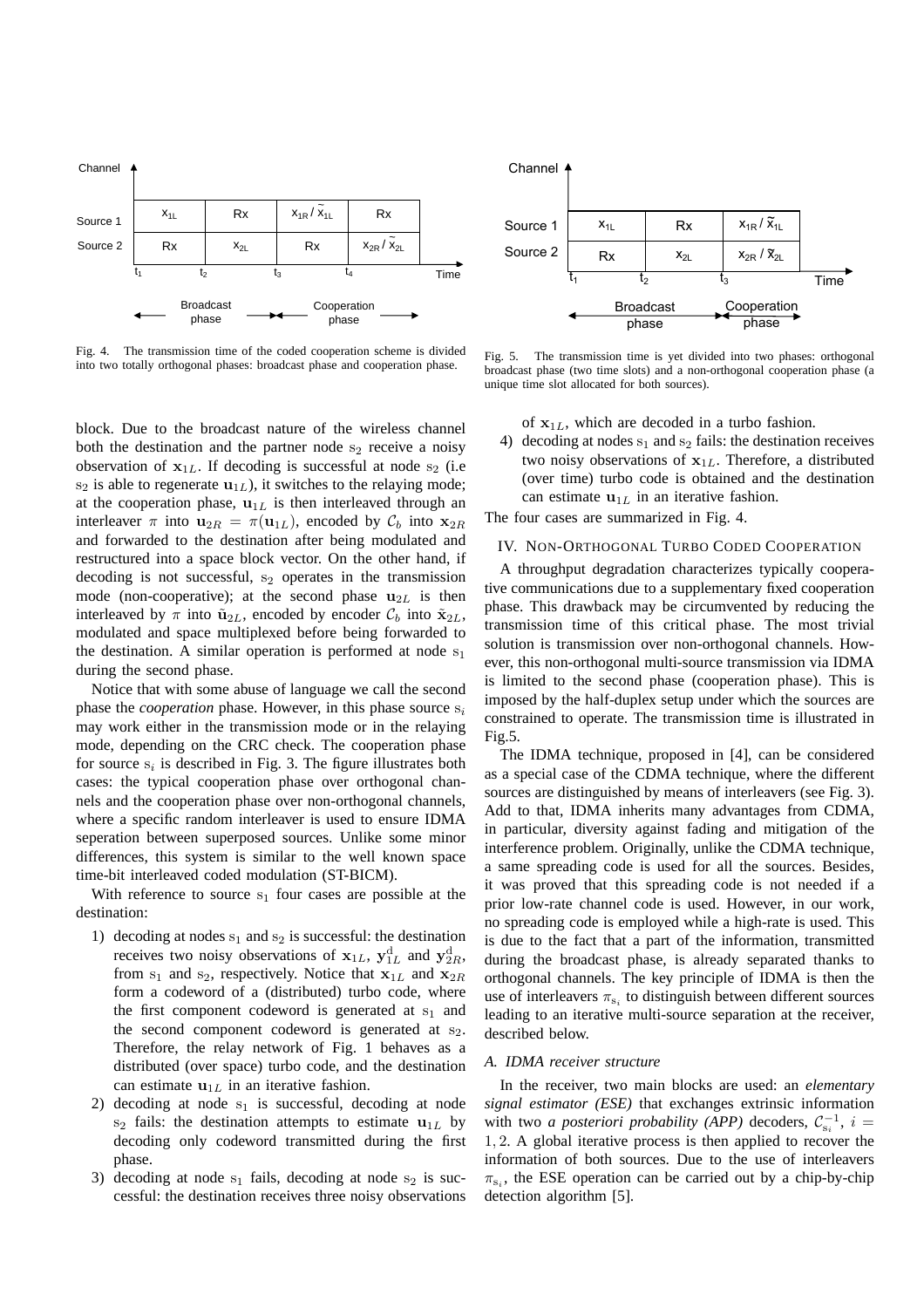Fig. 4. The transmission time of the coded cooperation scheme is divided into two totally orthogonal phases: broadcast phase and cooperation phase.

Fig. 5. The transmission time is yet divided into two phases: orthogonal broadcast phase (two time slots) and a non-orthogonal cooperation phase (a unique time slot allocated for both sources).

block. Due to the broadcast nature of the wireless channel both the destination and the partner node $s_2$ receive a noisy observation of $\mathbf{x}_{1L}$. If decoding is successful at node $s_2$ (i.e $s_2$ is able to regenerate $\mathbf{u}_{1L}$), it switches to the relaying mode; at the cooperation phase, $\mathbf{u}_{1L}$ is then interleaved through an interleaver $\pi$ into $\mathbf{u}_{2R} = \pi(\mathbf{u}_{1L})$, encoded by $\mathcal{C}_b$ into $\mathbf{x}_{2R}$ and forwarded to the destination after being modulated and restructured into a space block vector. On the other hand, if decoding is not successful, $s_2$ operates in the transmission mode (non-cooperative); at the second phase $\mathbf{u}_{2L}$ is then interleaved by $\pi$ into $\tilde{\mathbf{u}}_{2L}$, encoded by encoder $\mathcal{C}_b$ into $\tilde{\mathbf{x}}_{2L}$, modulated and space multiplexed before being forwarded to the destination. A similar operation is performed at node $s_1$ during the second phase.

Notice that with some abuse of language we call the second phase the *cooperation* phase. However, in this phase source $s_i$ may work either in the transmission mode or in the relaying mode, depending on the CRC check. The cooperation phase for source $s_i$ is described in Fig. 3. The figure illustrates both cases: the typical cooperation phase over orthogonal channels and the cooperation phase over non-orthogonal channels, where a specific random interleaver is used to ensure IDMA seperation between superposed sources. Unlike some minor differences, this system is similar to the well known space time-bit interleaved coded modulation (ST-BICM).

With reference to source $s_1$ four cases are possible at the destination:

1) decoding at nodes $s_1$ and $s_2$ is successful: the destination receives two noisy observations of $\mathbf{x}_{1L}$, $\mathbf{y}^{\mathrm{d}}_{1L}$ and $\mathbf{y}^{\mathrm{d}}_{2R}$, from $s_1$ and $s_2$, respectively. Notice that $\mathbf{x}_{1L}$ and $\mathbf{x}_{2R}$ form a codeword of a (distributed) turbo code, where the first component codeword is generated at $s_1$ and the second component codeword is generated at $s_2$. Therefore, the relay network of Fig. 1 behaves as a distributed (over space) turbo code, and the destination can estimate $\mathbf{u}_{1L}$ in an iterative fashion.
2) decoding at node $s_1$ is successful, decoding at node $s_2$ fails: the destination attempts to estimate $\mathbf{u}_{1L}$ by decoding only codeword transmitted during the first phase.
3) decoding at node $s_1$ fails, decoding at node $s_2$ is successful: the destination receives three noisy observations of $\mathbf{x}_{1L}$, which are decoded in a turbo fashion.
4) decoding at nodes $s_1$ and $s_2$ fails: the destination receives two noisy observations of $\mathbf{x}_{1L}$. Therefore, a distributed (over time) turbo code is obtained and the destination can estimate $\mathbf{u}_{1L}$ in an iterative fashion.

The four cases are summarized in Fig. 4.

## IV. Non-Orthogonal Turbo Coded Cooperation

A throughput degradation characterizes typically cooperative communications due to a supplementary fixed cooperation phase. This drawback may be circumvented by reducing the transmission time of this critical phase. The most trivial solution is transmission over non-orthogonal channels. However, this non-orthogonal multi-source transmission via IDMA is limited to the second phase (cooperation phase). This is imposed by the half-duplex setup under which the sources are constrained to operate. The transmission time is illustrated in Fig.5.

The IDMA technique, proposed in [4], can be considered as a special case of the CDMA technique, where the different sources are distinguished by means of interleavers (see Fig. 3). Add to that, IDMA inherits many advantages from CDMA, in particular, diversity against fading and mitigation of the interference problem. Originally, unlike the CDMA technique, a same spreading code is used for all the sources. Besides, it was proved that this spreading code is not needed if a prior low-rate channel code is used. However, in our work, no spreading code is employed while a high-rate is used. This is due to the fact that a part of the information, transmitted during the broadcast phase, is already separated thanks to orthogonal channels. The key principle of IDMA is then the use of interleavers $\pi_{s_i}$ to distinguish between different sources leading to an iterative multi-source separation at the receiver, described below.

### A. IDMA receiver structure

In the receiver, two main blocks are used: an *elementary signal estimator (ESE)* that exchanges extrinsic information with two *a posteriori probability (APP)* decoders, $\mathcal{C}_{s_i}^{-1}$, $i = 1, 2$. A global iterative process is then applied to recover the information of both sources. Due to the use of interleavers $\pi_{s_i}$, the ESE operation can be carried out by a chip-by-chip detection algorithm [5].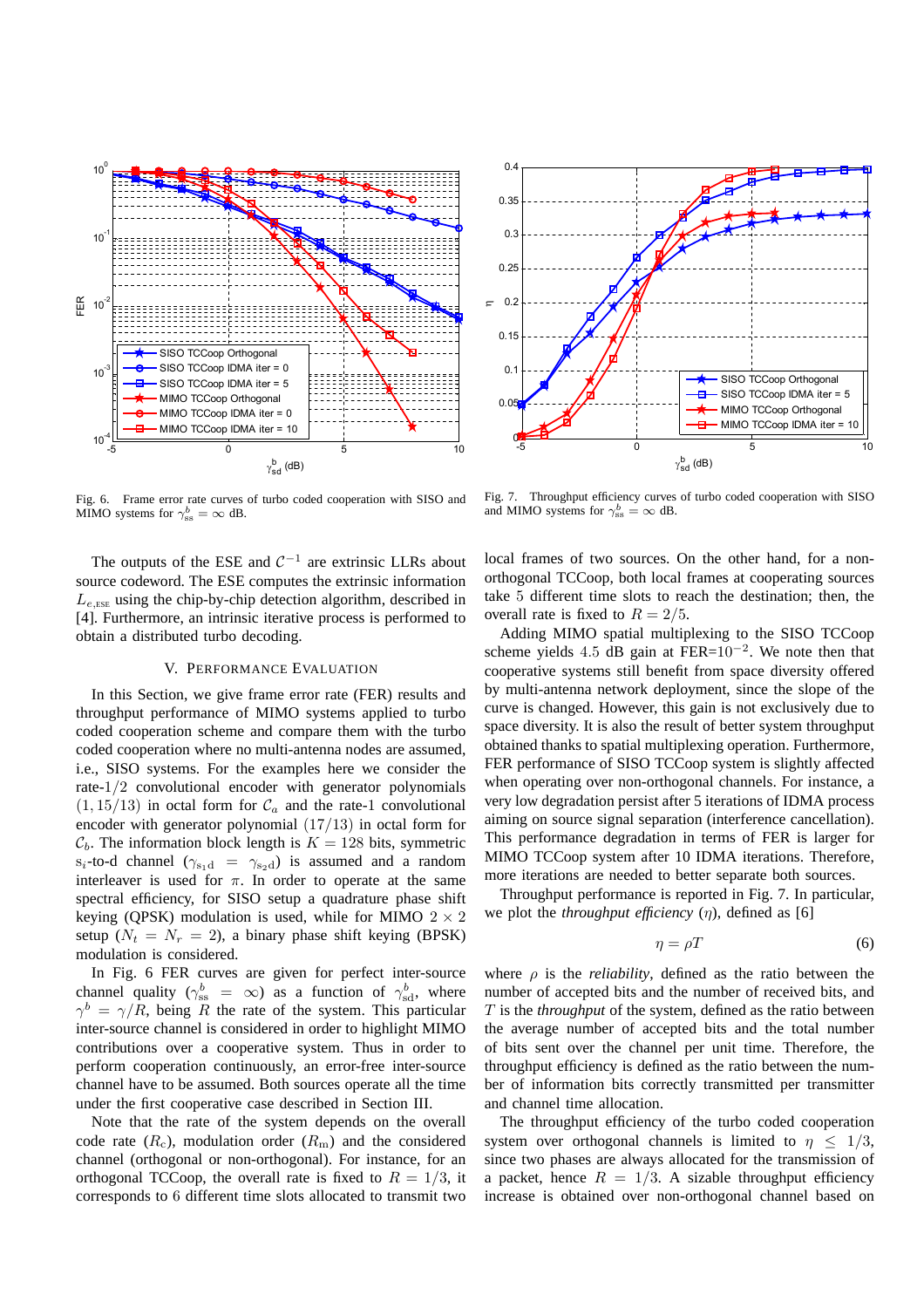Fig. 6. Frame error rate curves of turbo coded cooperation with SISO and MIMO systems for $\gamma_{\rm ss}^b = \infty$ dB.

Fig. 7. Throughput efficiency curves of turbo coded cooperation with SISO and MIMO systems for $\gamma_{\rm ss}^b = \infty$ dB.

The outputs of the ESE and $\mathcal{C}^{-1}$ are extrinsic LLRs about source codeword. The ESE computes the extrinsic information $L_{e,\rm ESE}$ using the chip-by-chip detection algorithm, described in [4]. Furthermore, an intrinsic iterative process is performed to obtain a distributed turbo decoding.

## V. Performance Evaluation

In this Section, we give frame error rate (FER) results and throughput performance of MIMO systems applied to turbo coded cooperation scheme and compare them with the turbo coded cooperation where no multi-antenna nodes are assumed, i.e., SISO systems. For the examples here we consider the rate-$1/2$ convolutional encoder with generator polynomials $(1, 15/13)$ in octal form for $\mathcal{C}_a$ and the rate-1 convolutional encoder with generator polynomial $(17/13)$ in octal form for $\mathcal{C}_b$. The information block length is $K = 128$ bits, symmetric $s_i$-to-d channel ($\gamma_{\rm s_1d} = \gamma_{\rm s_2d}$) is assumed and a random interleaver is used for $\pi$. In order to operate at the same spectral efficiency, for SISO setup a quadrature phase shift keying (QPSK) modulation is used, while for MIMO $2 \times 2$ setup ($N_t = N_r = 2$), a binary phase shift keying (BPSK) modulation is considered.

In Fig. 6 FER curves are given for perfect inter-source channel quality ($\gamma_{\rm ss}^b = \infty$) as a function of $\gamma_{\rm sd}^b$, where $\gamma^b = \gamma/R$, being $R$ the rate of the system. This particular inter-source channel is considered in order to highlight MIMO contributions over a cooperative system. Thus in order to perform cooperation continuously, an error-free inter-source channel have to be assumed. Both sources operate all the time under the first cooperative case described in Section III.

Note that the rate of the system depends on the overall code rate ($R_{\rm c}$), modulation order ($R_{\rm m}$) and the considered channel (orthogonal or non-orthogonal). For instance, for an orthogonal TCCoop, the overall rate is fixed to $R = 1/3$, it corresponds to 6 different time slots allocated to transmit two local frames of two sources. On the other hand, for a non-orthogonal TCCoop, both local frames at cooperating sources take 5 different time slots to reach the destination; then, the overall rate is fixed to $R = 2/5$.

Adding MIMO spatial multiplexing to the SISO TCCoop scheme yields 4.5 dB gain at FER=$10^{-2}$. We note then that cooperative systems still benefit from space diversity offered by multi-antenna network deployment, since the slope of the curve is changed. However, this gain is not exclusively due to space diversity. It is also the result of better system throughput obtained thanks to spatial multiplexing operation. Furthermore, FER performance of SISO TCCoop system is slightly affected when operating over non-orthogonal channels. For instance, a very low degradation persist after 5 iterations of IDMA process aiming on source signal separation (interference cancellation). This performance degradation in terms of FER is larger for MIMO TCCoop system after 10 IDMA iterations. Therefore, more iterations are needed to better separate both sources.

Throughput performance is reported in Fig. 7. In particular, we plot the *throughput efficiency* ($\eta$), defined as [6]

$$\eta = \rho T \tag{6}$$

where $\rho$ is the *reliability*, defined as the ratio between the number of accepted bits and the number of received bits, and $T$ is the *throughput* of the system, defined as the ratio between the average number of accepted bits and the total number of bits sent over the channel per unit time. Therefore, the throughput efficiency is defined as the ratio between the number of information bits correctly transmitted per transmitter and channel time allocation.

The throughput efficiency of the turbo coded cooperation system over orthogonal channels is limited to $\eta \leq 1/3$, since two phases are always allocated for the transmission of a packet, hence $R = 1/3$. A sizable throughput efficiency increase is obtained over non-orthogonal channel based on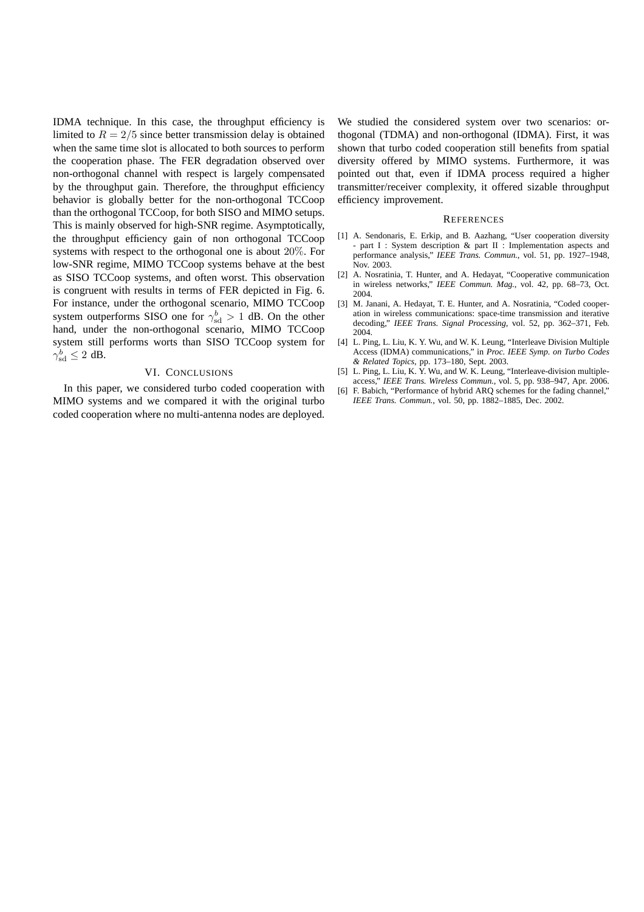IDMA technique. In this case, the throughput efficiency is limited to $R = 2/5$ since better transmission delay is obtained when the same time slot is allocated to both sources to perform the cooperation phase. The FER degradation observed over non-orthogonal channel with respect is largely compensated by the throughput gain. Therefore, the throughput efficiency behavior is globally better for the non-orthogonal TCCoop than the orthogonal TCCoop, for both SISO and MIMO setups. This is mainly observed for high-SNR regime. Asymptotically, the throughput efficiency gain of non orthogonal TCCoop systems with respect to the orthogonal one is about $20\%$. For low-SNR regime, MIMO TCCoop systems behave at the best as SISO TCCoop systems, and often worst. This observation is congruent with results in terms of FER depicted in Fig. 6. For instance, under the orthogonal scenario, MIMO TCCoop system outperforms SISO one for $\gamma_{\rm sd}^b > 1$ dB. On the other hand, under the non-orthogonal scenario, MIMO TCCoop system still performs worts than SISO TCCoop system for $\gamma_{\rm sd}^b \leq 2$ dB.

## VI. Conclusions

In this paper, we considered turbo coded cooperation with MIMO systems and we compared it with the original turbo coded cooperation where no multi-antenna nodes are deployed. We studied the considered system over two scenarios: orthogonal (TDMA) and non-orthogonal (IDMA). First, it was shown that turbo coded cooperation still benefits from spatial diversity offered by MIMO systems. Furthermore, it was pointed out that, even if IDMA process required a higher transmitter/receiver complexity, it offered sizable throughput efficiency improvement.

## References

[1] A. Sendonaris, E. Erkip, and B. Aazhang, “User cooperation diversity - part I : System description & part II : Implementation aspects and performance analysis,” *IEEE Trans. Commun.*, vol. 51, pp. 1927–1948, Nov. 2003.

[2] A. Nosratinia, T. Hunter, and A. Hedayat, “Cooperative communication in wireless networks,” *IEEE Commun. Mag.*, vol. 42, pp. 68–73, Oct. 2004.

[3] M. Janani, A. Hedayat, T. E. Hunter, and A. Nosratinia, “Coded cooperation in wireless communications: space-time transmission and iterative decoding,” *IEEE Trans. Signal Processing*, vol. 52, pp. 362–371, Feb. 2004.

[4] L. Ping, L. Liu, K. Y. Wu, and W. K. Leung, “Interleave Division Multiple Access (IDMA) communications,” in *Proc. IEEE Symp. on Turbo Codes & Related Topics*, pp. 173–180, Sept. 2003.

[5] L. Ping, L. Liu, K. Y. Wu, and W. K. Leung, “Interleave-division multiple-access,” *IEEE Trans. Wireless Commun.*, vol. 5, pp. 938–947, Apr. 2006.

[6] F. Babich, “Performance of hybrid ARQ schemes for the fading channel,” *IEEE Trans. Commun.*, vol. 50, pp. 1882–1885, Dec. 2002.